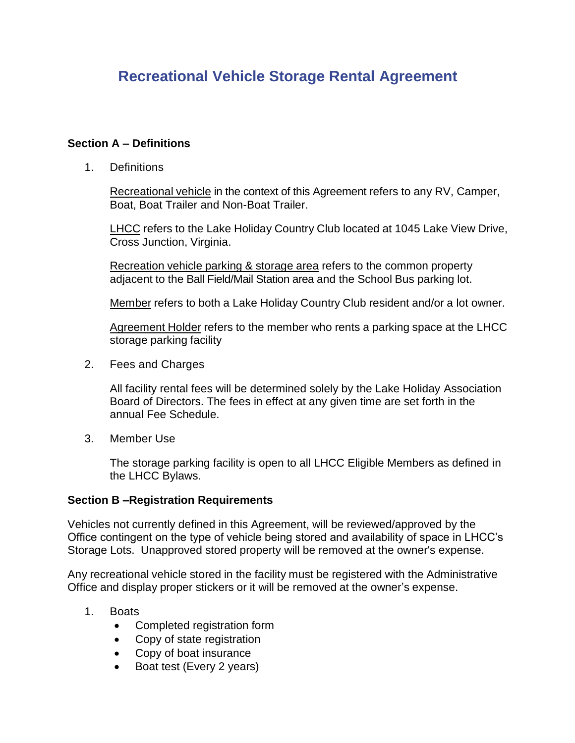# Recreational Vehicle Storage Rental Agreement

**Section A – Definitions**

1. Definitions

   Recreational vehicle in the context of this Agreement refers to any RV, Camper, Boat, Boat Trailer and Non-Boat Trailer.

   LHCC refers to the Lake Holiday Country Club located at 1045 Lake View Drive, Cross Junction, Virginia.

   Recreation vehicle parking & storage area refers to the common property adjacent to the Ball Field/Mail Station area and the School Bus parking lot.

   Member refers to both a Lake Holiday Country Club resident and/or a lot owner.

   Agreement Holder refers to the member who rents a parking space at the LHCC storage parking facility

2. Fees and Charges

   All facility rental fees will be determined solely by the Lake Holiday Association Board of Directors. The fees in effect at any given time are set forth in the annual Fee Schedule.

3. Member Use

   The storage parking facility is open to all LHCC Eligible Members as defined in the LHCC Bylaws.

**Section B –Registration Requirements**

Vehicles not currently defined in this Agreement, will be reviewed/approved by the Office contingent on the type of vehicle being stored and availability of space in LHCC's Storage Lots. Unapproved stored property will be removed at the owner's expense.

Any recreational vehicle stored in the facility must be registered with the Administrative Office and display proper stickers or it will be removed at the owner's expense.

1. Boats
   - Completed registration form
   - Copy of state registration
   - Copy of boat insurance
   - Boat test (Every 2 years)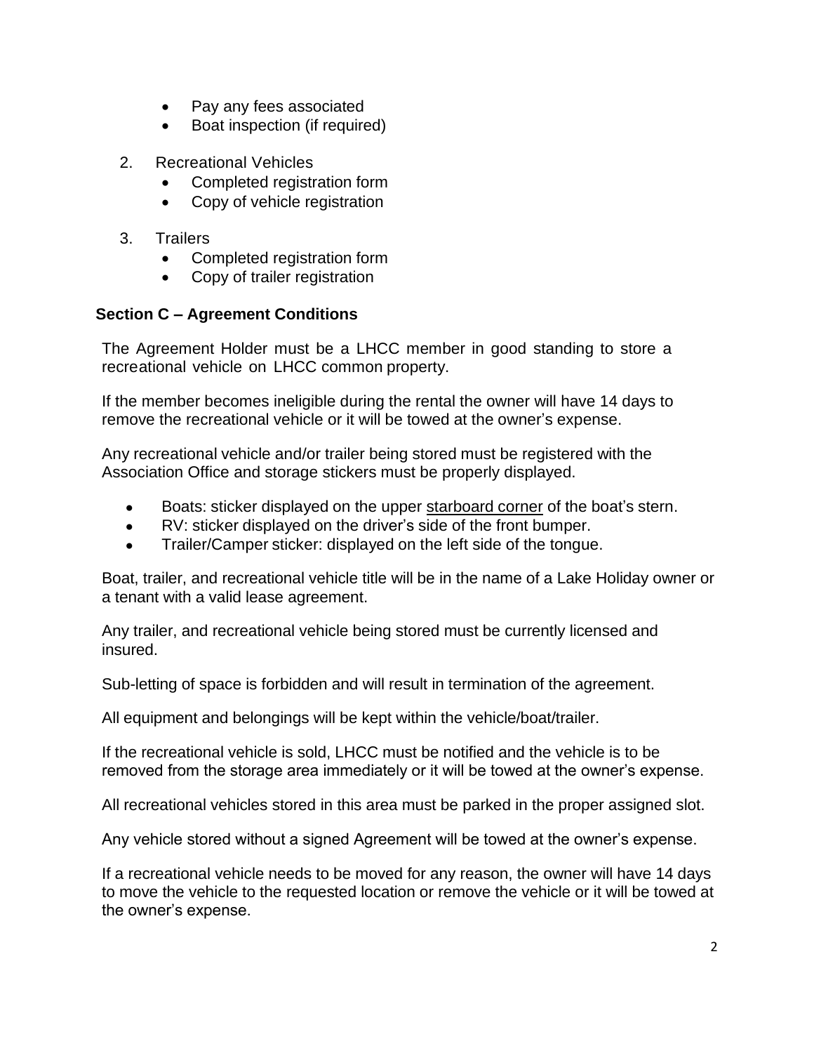- Pay any fees associated
- Boat inspection (if required)

2. Recreational Vehicles
   - Completed registration form
   - Copy of vehicle registration

3. Trailers
   - Completed registration form
   - Copy of trailer registration

**Section C – Agreement Conditions**

The Agreement Holder must be a LHCC member in good standing to store a recreational vehicle on LHCC common property.

If the member becomes ineligible during the rental the owner will have 14 days to remove the recreational vehicle or it will be towed at the owner's expense.

Any recreational vehicle and/or trailer being stored must be registered with the Association Office and storage stickers must be properly displayed.

- Boats: sticker displayed on the upper starboard corner of the boat's stern.
- RV: sticker displayed on the driver's side of the front bumper.
- Trailer/Camper sticker: displayed on the left side of the tongue.

Boat, trailer, and recreational vehicle title will be in the name of a Lake Holiday owner or a tenant with a valid lease agreement.

Any trailer, and recreational vehicle being stored must be currently licensed and insured.

Sub-letting of space is forbidden and will result in termination of the agreement.

All equipment and belongings will be kept within the vehicle/boat/trailer.

If the recreational vehicle is sold, LHCC must be notified and the vehicle is to be removed from the storage area immediately or it will be towed at the owner's expense.

All recreational vehicles stored in this area must be parked in the proper assigned slot.

Any vehicle stored without a signed Agreement will be towed at the owner's expense.

If a recreational vehicle needs to be moved for any reason, the owner will have 14 days to move the vehicle to the requested location or remove the vehicle or it will be towed at the owner's expense.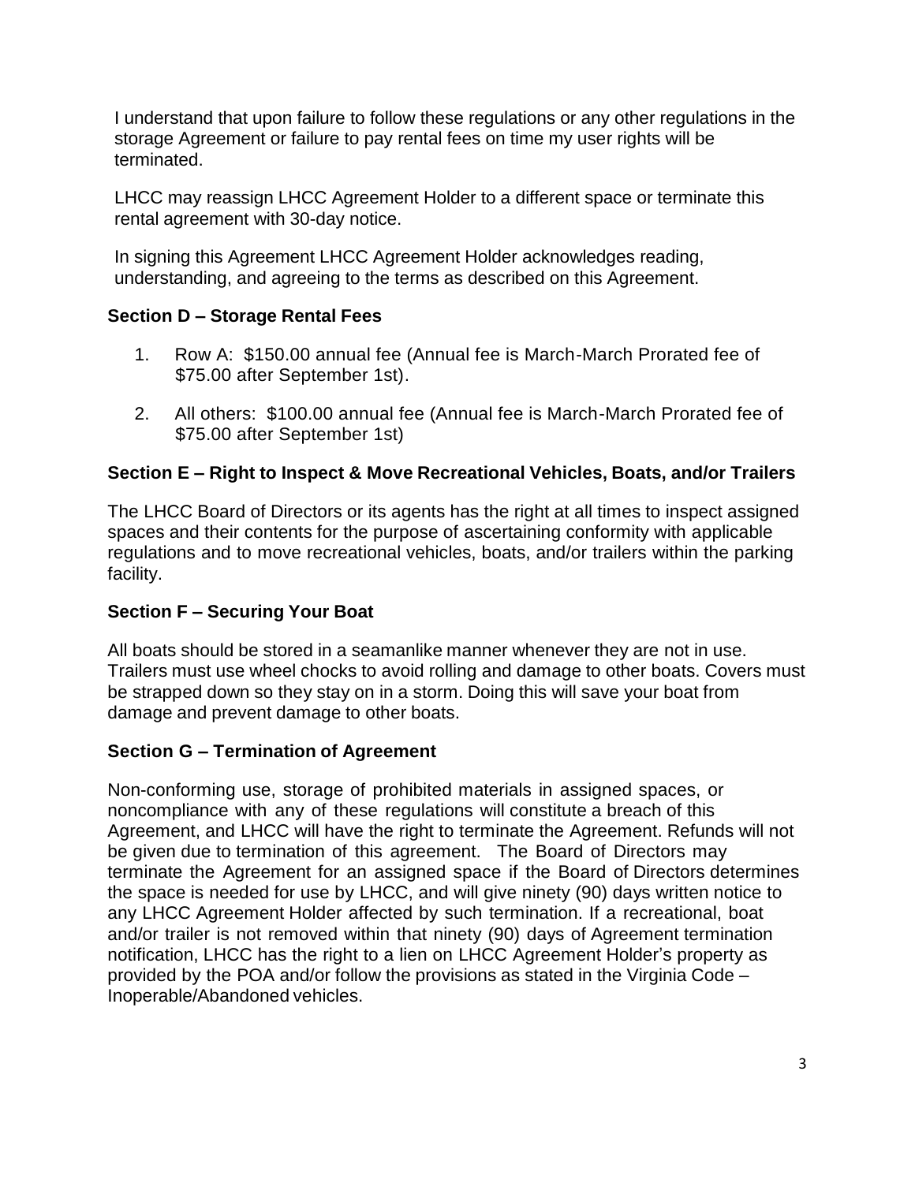I understand that upon failure to follow these regulations or any other regulations in the storage Agreement or failure to pay rental fees on time my user rights will be terminated.

LHCC may reassign LHCC Agreement Holder to a different space or terminate this rental agreement with 30-day notice.

In signing this Agreement LHCC Agreement Holder acknowledges reading, understanding, and agreeing to the terms as described on this Agreement.

### Section D – Storage Rental Fees

1. Row A: $150.00 annual fee (Annual fee is March-March Prorated fee of $75.00 after September 1st).
2. All others: $100.00 annual fee (Annual fee is March-March Prorated fee of $75.00 after September 1st)

### Section E – Right to Inspect & Move Recreational Vehicles, Boats, and/or Trailers

The LHCC Board of Directors or its agents has the right at all times to inspect assigned spaces and their contents for the purpose of ascertaining conformity with applicable regulations and to move recreational vehicles, boats, and/or trailers within the parking facility.

### Section F – Securing Your Boat

All boats should be stored in a seamanlike manner whenever they are not in use. Trailers must use wheel chocks to avoid rolling and damage to other boats. Covers must be strapped down so they stay on in a storm. Doing this will save your boat from damage and prevent damage to other boats.

### Section G – Termination of Agreement

Non-conforming use, storage of prohibited materials in assigned spaces, or noncompliance with any of these regulations will constitute a breach of this Agreement, and LHCC will have the right to terminate the Agreement. Refunds will not be given due to termination of this agreement. The Board of Directors may terminate the Agreement for an assigned space if the Board of Directors determines the space is needed for use by LHCC, and will give ninety (90) days written notice to any LHCC Agreement Holder affected by such termination. If a recreational, boat and/or trailer is not removed within that ninety (90) days of Agreement termination notification, LHCC has the right to a lien on LHCC Agreement Holder's property as provided by the POA and/or follow the provisions as stated in the Virginia Code – Inoperable/Abandoned vehicles.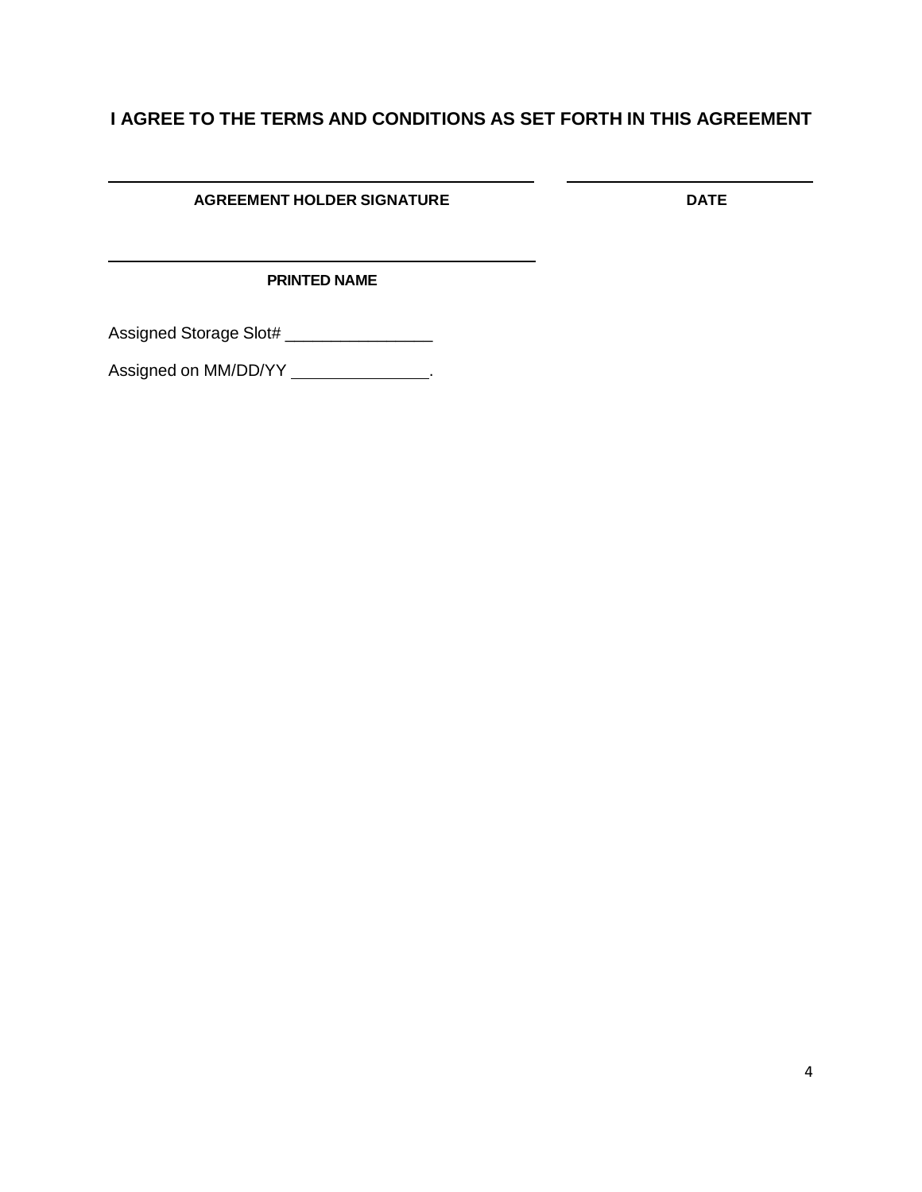**I AGREE TO THE TERMS AND CONDITIONS AS SET FORTH IN THIS AGREEMENT**

| ______________________________ | ______________________________ |
|---|---|
| **AGREEMENT HOLDER SIGNATURE** | **DATE** |

______________________________
**PRINTED NAME**

Assigned Storage Slot# ________________

Assigned on MM/DD/YY ________________.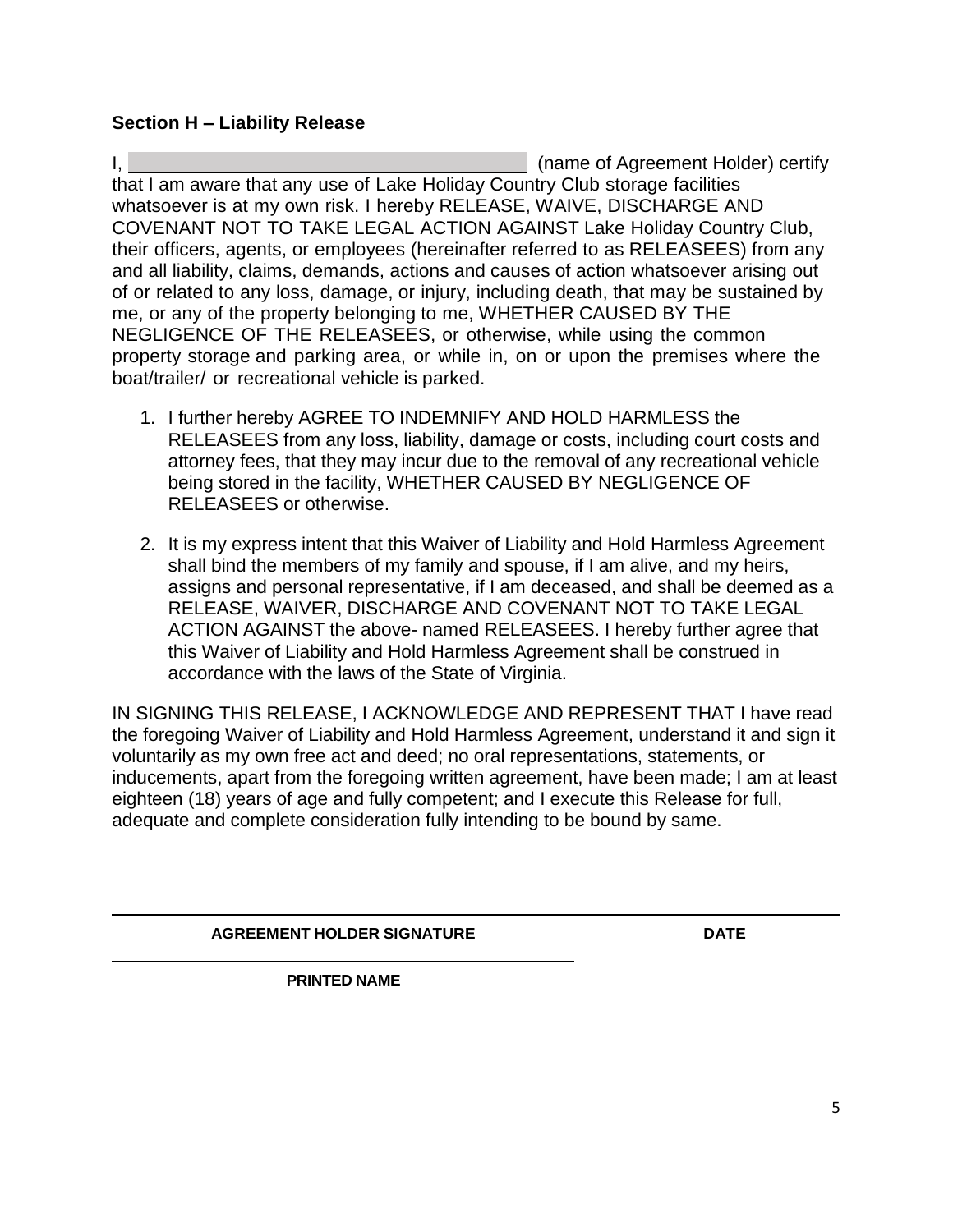**Section H – Liability Release**

I, \_\_\_\_\_\_\_\_\_\_\_\_\_\_\_\_\_\_\_\_\_\_\_\_\_\_\_\_\_\_\_\_\_\_\_\_\_\_\_\_ (name of Agreement Holder) certify that I am aware that any use of Lake Holiday Country Club storage facilities whatsoever is at my own risk. I hereby RELEASE, WAIVE, DISCHARGE AND COVENANT NOT TO TAKE LEGAL ACTION AGAINST Lake Holiday Country Club, their officers, agents, or employees (hereinafter referred to as RELEASEES) from any and all liability, claims, demands, actions and causes of action whatsoever arising out of or related to any loss, damage, or injury, including death, that may be sustained by me, or any of the property belonging to me, WHETHER CAUSED BY THE NEGLIGENCE OF THE RELEASEES, or otherwise, while using the common property storage and parking area, or while in, on or upon the premises where the boat/trailer/ or recreational vehicle is parked.

1. I further hereby AGREE TO INDEMNIFY AND HOLD HARMLESS the RELEASEES from any loss, liability, damage or costs, including court costs and attorney fees, that they may incur due to the removal of any recreational vehicle being stored in the facility, WHETHER CAUSED BY NEGLIGENCE OF RELEASEES or otherwise.

2. It is my express intent that this Waiver of Liability and Hold Harmless Agreement shall bind the members of my family and spouse, if I am alive, and my heirs, assigns and personal representative, if I am deceased, and shall be deemed as a RELEASE, WAIVER, DISCHARGE AND COVENANT NOT TO TAKE LEGAL ACTION AGAINST the above- named RELEASEES. I hereby further agree that this Waiver of Liability and Hold Harmless Agreement shall be construed in accordance with the laws of the State of Virginia.

IN SIGNING THIS RELEASE, I ACKNOWLEDGE AND REPRESENT THAT I have read the foregoing Waiver of Liability and Hold Harmless Agreement, understand it and sign it voluntarily as my own free act and deed; no oral representations, statements, or inducements, apart from the foregoing written agreement, have been made; I am at least eighteen (18) years of age and fully competent; and I execute this Release for full, adequate and complete consideration fully intending to be bound by same.

\_\_\_\_\_\_\_\_\_\_\_\_\_\_\_\_\_\_\_\_\_\_\_\_\_\_\_\_\_\_\_\_\_\_\_\_\_\_\_\_\_\_\_\_\_\_\_\_\_\_\_\_\_\_\_\_\_\_\_\_

**AGREEMENT HOLDER SIGNATURE** **DATE**

\_\_\_\_\_\_\_\_\_\_\_\_\_\_\_\_\_\_\_\_\_\_\_\_\_\_\_\_\_\_\_\_\_\_\_\_\_\_\_\_

**PRINTED NAME**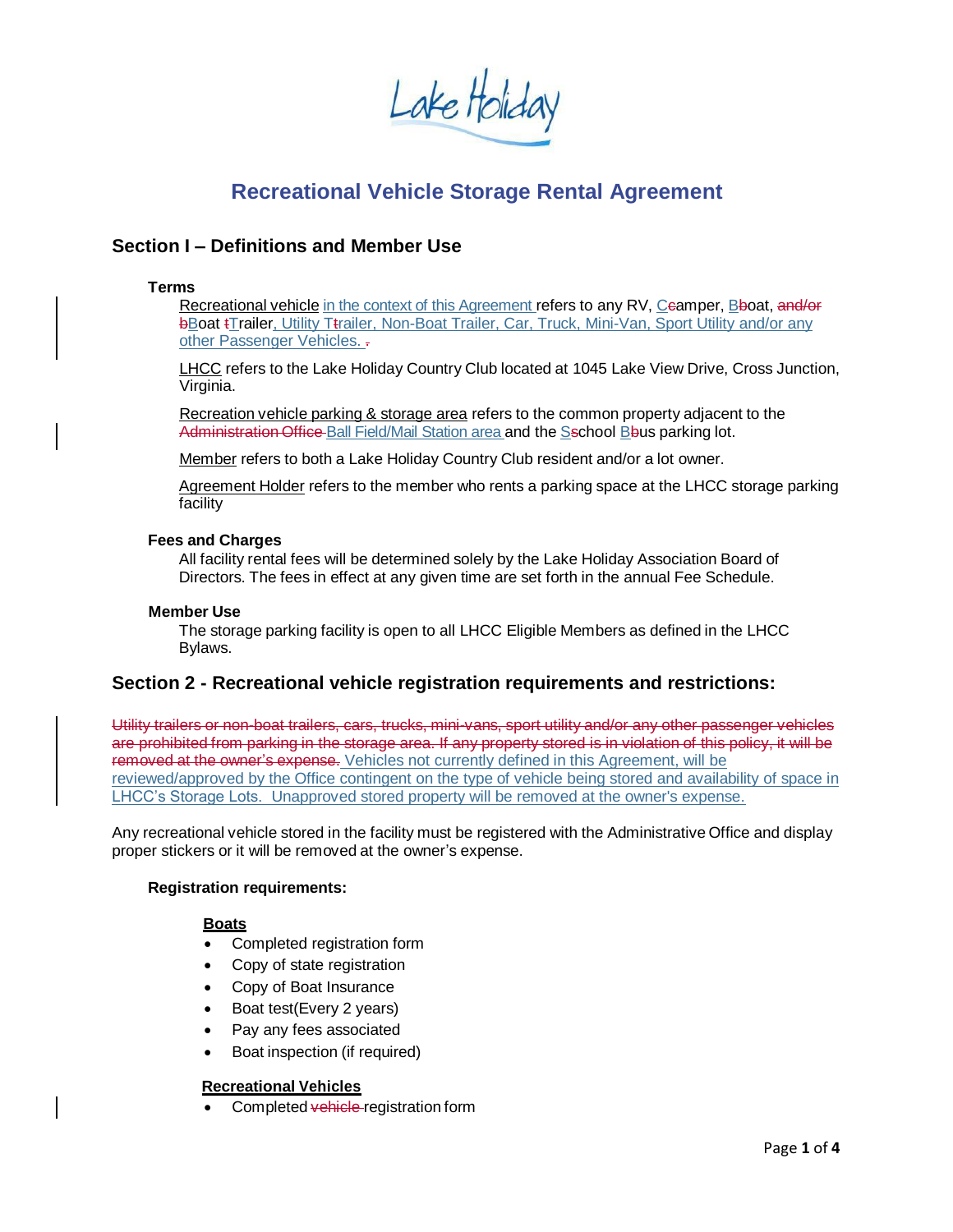Lake Holiday

# Recreational Vehicle Storage Rental Agreement

## Section I – Definitions and Member Use

### Terms

Recreational vehicle in the context of this Agreement refers to any RV, C~~c~~amper, B~~b~~oat, ~~and/or~~ ~~b~~Boat ~~t~~Trailer, Utility T~~t~~railer, Non-Boat Trailer, Car, Truck, Mini-Van, Sport Utility and/or any other Passenger Vehicles. ~~.~~

LHCC refers to the Lake Holiday Country Club located at 1045 Lake View Drive, Cross Junction, Virginia.

Recreation vehicle parking & storage area refers to the common property adjacent to the ~~Administration Office~~ Ball Field/Mail Station area and the S~~s~~chool B~~b~~us parking lot.

Member refers to both a Lake Holiday Country Club resident and/or a lot owner.

Agreement Holder refers to the member who rents a parking space at the LHCC storage parking facility

### Fees and Charges

All facility rental fees will be determined solely by the Lake Holiday Association Board of Directors. The fees in effect at any given time are set forth in the annual Fee Schedule.

### Member Use

The storage parking facility is open to all LHCC Eligible Members as defined in the LHCC Bylaws.

## Section 2 - Recreational vehicle registration requirements and restrictions:

~~Utility trailers or non-boat trailers, cars, trucks, mini-vans, sport utility and/or any other passenger vehicles are prohibited from parking in the storage area. If any property stored is in violation of this policy, it will be removed at the owner's expense.~~ Vehicles not currently defined in this Agreement, will be reviewed/approved by the Office contingent on the type of vehicle being stored and availability of space in LHCC's Storage Lots. Unapproved stored property will be removed at the owner's expense.

Any recreational vehicle stored in the facility must be registered with the Administrative Office and display proper stickers or it will be removed at the owner's expense.

### Registration requirements:

**Boats**

- Completed registration form
- Copy of state registration
- Copy of Boat Insurance
- Boat test(Every 2 years)
- Pay any fees associated
- Boat inspection (if required)

**Recreational Vehicles**

- Completed ~~vehicle~~ registration form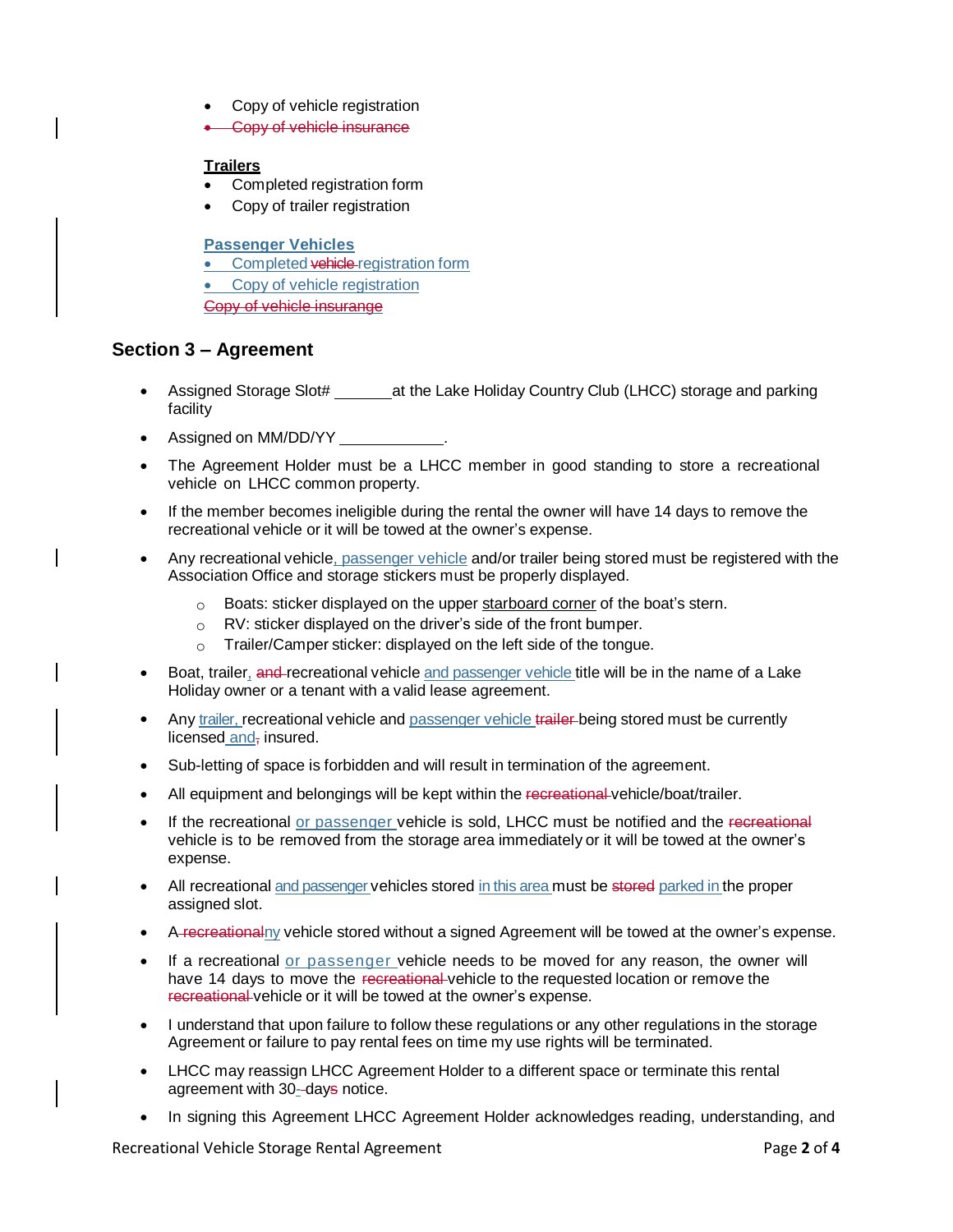- Copy of vehicle registration
- ~~Copy of vehicle insurance~~

**Trailers**

- Completed registration form
- Copy of trailer registration

**Passenger Vehicles**

- Completed ~~vehicle~~ registration form
- Copy of vehicle registration

~~Copy of vehicle insurange~~

## Section 3 – Agreement

- Assigned Storage Slot# _______at the Lake Holiday Country Club (LHCC) storage and parking facility
- Assigned on MM/DD/YY ____________.
- The Agreement Holder must be a LHCC member in good standing to store a recreational vehicle on LHCC common property.
- If the member becomes ineligible during the rental the owner will have 14 days to remove the recreational vehicle or it will be towed at the owner's expense.
- Any recreational vehicle, passenger vehicle and/or trailer being stored must be registered with the Association Office and storage stickers must be properly displayed.
  - Boats: sticker displayed on the upper starboard corner of the boat's stern.
  - RV: sticker displayed on the driver's side of the front bumper.
  - Trailer/Camper sticker: displayed on the left side of the tongue.
- Boat, trailer, ~~and~~ recreational vehicle and passenger vehicle title will be in the name of a Lake Holiday owner or a tenant with a valid lease agreement.
- Any trailer, recreational vehicle and passenger vehicle ~~trailer~~ being stored must be currently licensed and~~,~~ insured.
- Sub-letting of space is forbidden and will result in termination of the agreement.
- All equipment and belongings will be kept within the ~~recreational~~ vehicle/boat/trailer.
- If the recreational or passenger vehicle is sold, LHCC must be notified and the ~~recreational~~ vehicle is to be removed from the storage area immediately or it will be towed at the owner's expense.
- All recreational and passenger vehicles stored in this area must be ~~stored~~ parked in the proper assigned slot.
- A~~ recreational~~ny vehicle stored without a signed Agreement will be towed at the owner's expense.
- If a recreational or passenger vehicle needs to be moved for any reason, the owner will have 14 days to move the ~~recreational~~ vehicle to the requested location or remove the ~~recreational~~ vehicle or it will be towed at the owner's expense.
- I understand that upon failure to follow these regulations or any other regulations in the storage Agreement or failure to pay rental fees on time my use rights will be terminated.
- LHCC may reassign LHCC Agreement Holder to a different space or terminate this rental agreement with 30~~-~~ day~~s~~ notice.
- In signing this Agreement LHCC Agreement Holder acknowledges reading, understanding, and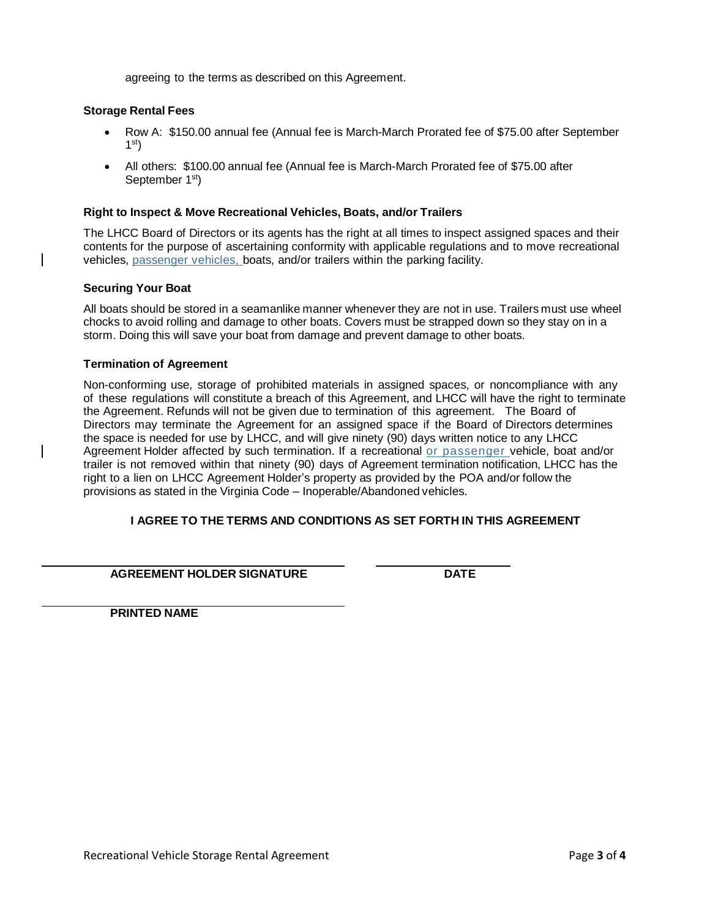agreeing to the terms as described on this Agreement.

**Storage Rental Fees**

- Row A: $150.00 annual fee (Annual fee is March-March Prorated fee of $75.00 after September 1st)
- All others: $100.00 annual fee (Annual fee is March-March Prorated fee of $75.00 after September 1st)

**Right to Inspect & Move Recreational Vehicles, Boats, and/or Trailers**

The LHCC Board of Directors or its agents has the right at all times to inspect assigned spaces and their contents for the purpose of ascertaining conformity with applicable regulations and to move recreational vehicles, passenger vehicles, boats, and/or trailers within the parking facility.

**Securing Your Boat**

All boats should be stored in a seamanlike manner whenever they are not in use. Trailers must use wheel chocks to avoid rolling and damage to other boats. Covers must be strapped down so they stay on in a storm. Doing this will save your boat from damage and prevent damage to other boats.

**Termination of Agreement**

Non-conforming use, storage of prohibited materials in assigned spaces, or noncompliance with any of these regulations will constitute a breach of this Agreement, and LHCC will have the right to terminate the Agreement. Refunds will not be given due to termination of this agreement. The Board of Directors may terminate the Agreement for an assigned space if the Board of Directors determines the space is needed for use by LHCC, and will give ninety (90) days written notice to any LHCC Agreement Holder affected by such termination. If a recreational or passenger vehicle, boat and/or trailer is not removed within that ninety (90) days of Agreement termination notification, LHCC has the right to a lien on LHCC Agreement Holder's property as provided by the POA and/or follow the provisions as stated in the Virginia Code – Inoperable/Abandoned vehicles.

**I AGREE TO THE TERMS AND CONDITIONS AS SET FORTH IN THIS AGREEMENT**

_______________________________ _______________

**AGREEMENT HOLDER SIGNATURE** **DATE**

_______________________________

**PRINTED NAME**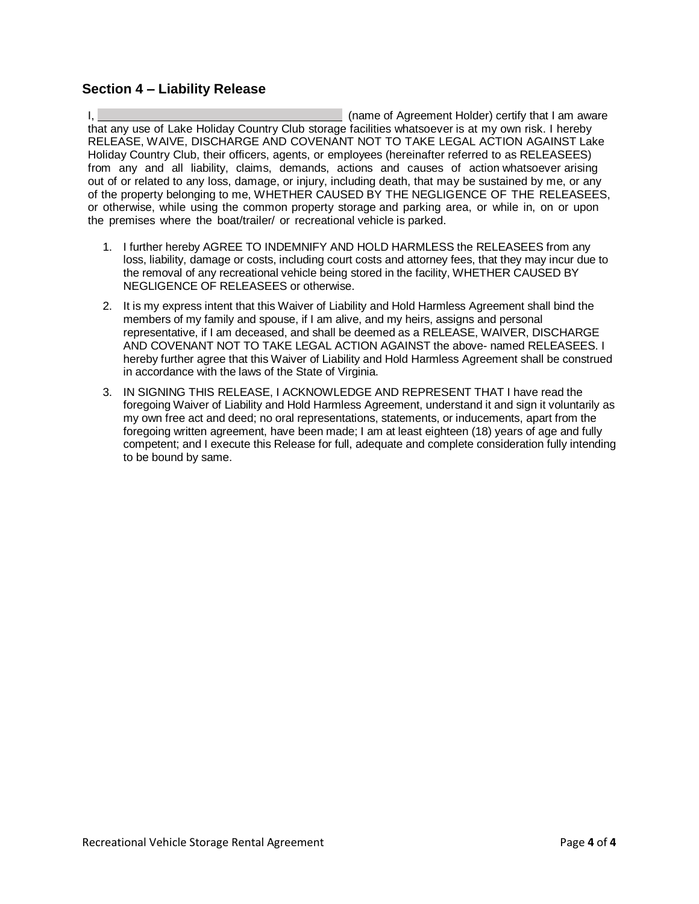## Section 4 – Liability Release

I, ______________________________ (name of Agreement Holder) certify that I am aware that any use of Lake Holiday Country Club storage facilities whatsoever is at my own risk. I hereby RELEASE, WAIVE, DISCHARGE AND COVENANT NOT TO TAKE LEGAL ACTION AGAINST Lake Holiday Country Club, their officers, agents, or employees (hereinafter referred to as RELEASEES) from any and all liability, claims, demands, actions and causes of action whatsoever arising out of or related to any loss, damage, or injury, including death, that may be sustained by me, or any of the property belonging to me, WHETHER CAUSED BY THE NEGLIGENCE OF THE RELEASEES, or otherwise, while using the common property storage and parking area, or while in, on or upon the premises where the boat/trailer/ or recreational vehicle is parked.

1. I further hereby AGREE TO INDEMNIFY AND HOLD HARMLESS the RELEASEES from any loss, liability, damage or costs, including court costs and attorney fees, that they may incur due to the removal of any recreational vehicle being stored in the facility, WHETHER CAUSED BY NEGLIGENCE OF RELEASEES or otherwise.
2. It is my express intent that this Waiver of Liability and Hold Harmless Agreement shall bind the members of my family and spouse, if I am alive, and my heirs, assigns and personal representative, if I am deceased, and shall be deemed as a RELEASE, WAIVER, DISCHARGE AND COVENANT NOT TO TAKE LEGAL ACTION AGAINST the above- named RELEASEES. I hereby further agree that this Waiver of Liability and Hold Harmless Agreement shall be construed in accordance with the laws of the State of Virginia.
3. IN SIGNING THIS RELEASE, I ACKNOWLEDGE AND REPRESENT THAT I have read the foregoing Waiver of Liability and Hold Harmless Agreement, understand it and sign it voluntarily as my own free act and deed; no oral representations, statements, or inducements, apart from the foregoing written agreement, have been made; I am at least eighteen (18) years of age and fully competent; and I execute this Release for full, adequate and complete consideration fully intending to be bound by same.